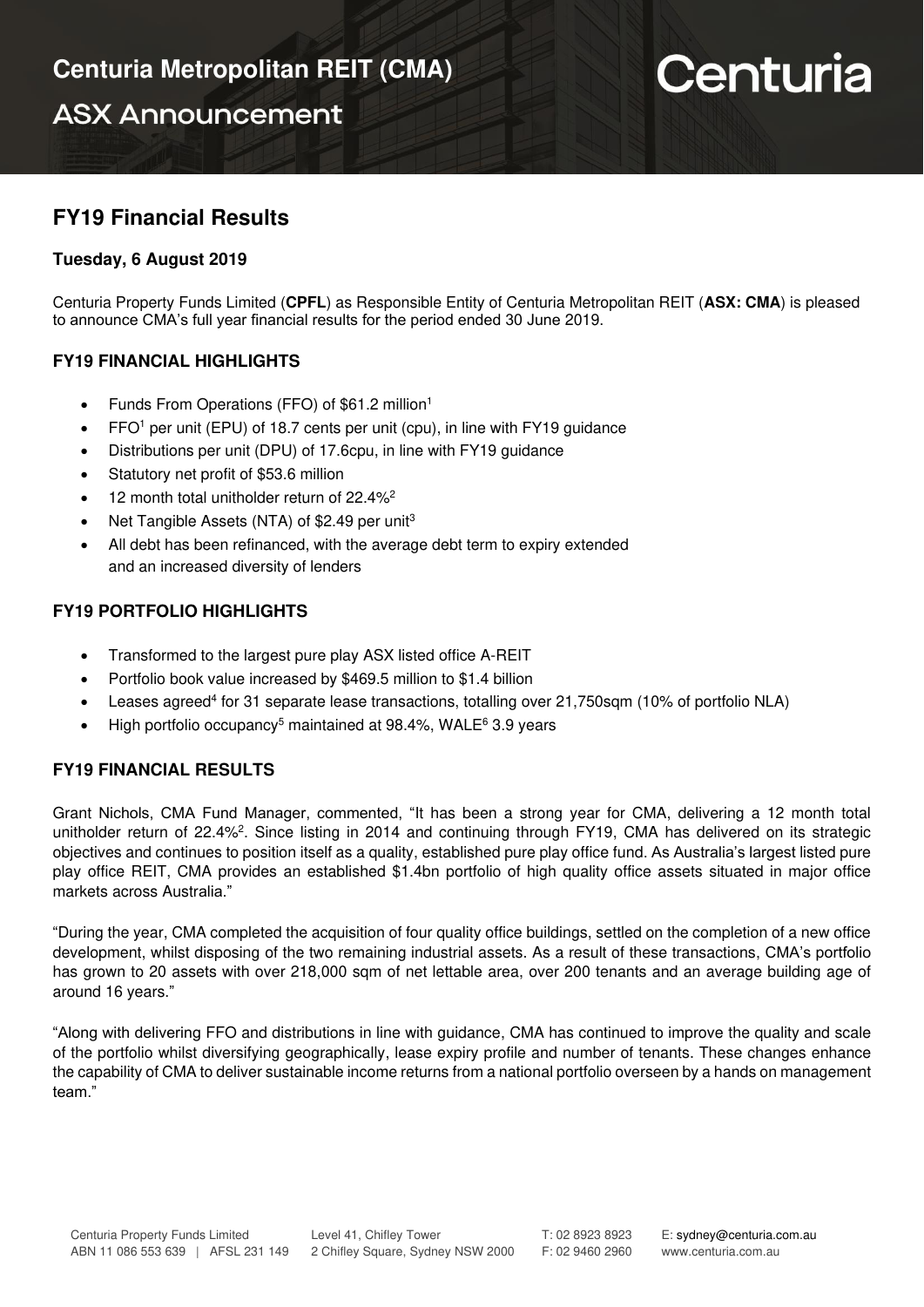# Centuria Metropolitan REIT (CMA)

## ASX Announcement

Centuria

## FY19 Financial Results

**Tuesday, 6 August 2019**

Centuria Property Funds Limited (**CPFL**) as Responsible Entity of Centuria Metropolitan REIT (**ASX: CMA**) is pleased to announce CMA's full year financial results for the period ended 30 June 2019.

### FY19 FINANCIAL HIGHLIGHTS

- Funds From Operations (FFO) of $61.2 million[1]
- FFO[1] per unit (EPU) of 18.7 cents per unit (cpu), in line with FY19 guidance
- Distributions per unit (DPU) of 17.6cpu, in line with FY19 guidance
- Statutory net profit of $53.6 million
- 12 month total unitholder return of 22.4%[2]
- Net Tangible Assets (NTA) of $2.49 per unit[3]
- All debt has been refinanced, with the average debt term to expiry extended and an increased diversity of lenders

### FY19 PORTFOLIO HIGHLIGHTS

- Transformed to the largest pure play ASX listed office A-REIT
- Portfolio book value increased by $469.5 million to $1.4 billion
- Leases agreed[4] for 31 separate lease transactions, totalling over 21,750sqm (10% of portfolio NLA)
- High portfolio occupancy[5] maintained at 98.4%, WALE[6] 3.9 years

### FY19 FINANCIAL RESULTS

Grant Nichols, CMA Fund Manager, commented, "It has been a strong year for CMA, delivering a 12 month total unitholder return of 22.4%[2]. Since listing in 2014 and continuing through FY19, CMA has delivered on its strategic objectives and continues to position itself as a quality, established pure play office fund. As Australia's largest listed pure play office REIT, CMA provides an established $1.4bn portfolio of high quality office assets situated in major office markets across Australia."

"During the year, CMA completed the acquisition of four quality office buildings, settled on the completion of a new office development, whilst disposing of the two remaining industrial assets. As a result of these transactions, CMA's portfolio has grown to 20 assets with over 218,000 sqm of net lettable area, over 200 tenants and an average building age of around 16 years."

"Along with delivering FFO and distributions in line with guidance, CMA has continued to improve the quality and scale of the portfolio whilst diversifying geographically, lease expiry profile and number of tenants. These changes enhance the capability of CMA to deliver sustainable income returns from a national portfolio overseen by a hands on management team."

Centuria Property Funds Limited
ABN 11 086 553 639 | AFSL 231 149

Level 41, Chifley Tower
2 Chifley Square, Sydney NSW 2000

T: 02 8923 8923
F: 02 9460 2960

E: sydney@centuria.com.au
www.centuria.com.au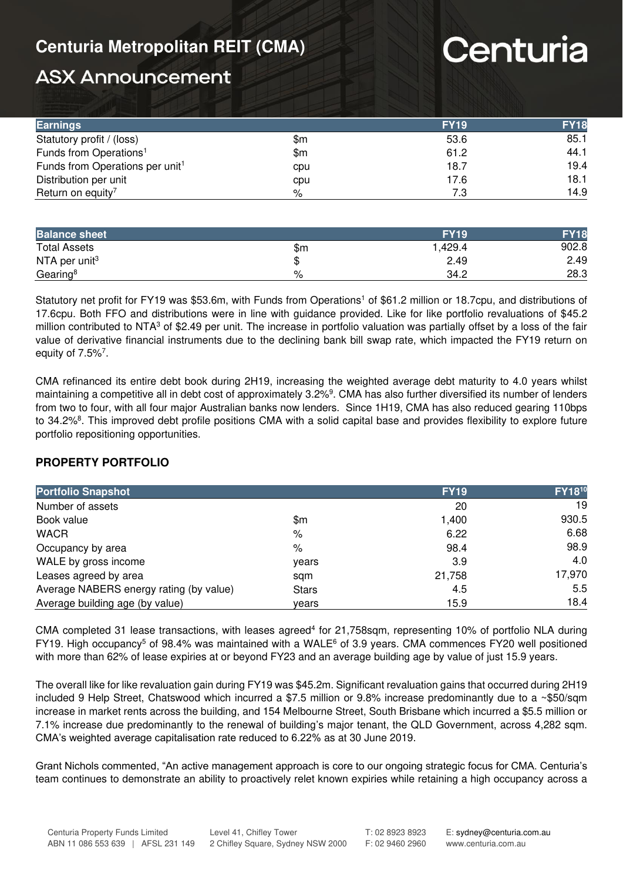| Earnings | | FY19 | FY18 |
|---|---|---|---|
| Statutory profit / (loss) | $m | 53.6 | 85.1 |
| Funds from Operations[1] | $m | 61.2 | 44.1 |
| Funds from Operations per unit[1] | cpu | 18.7 | 19.4 |
| Distribution per unit | cpu | 17.6 | 18.1 |
| Return on equity[7] | % | 7.3 | 14.9 |

| Balance sheet | | FY19 | FY18 |
|---|---|---|---|
| Total Assets | $m | 1,429.4 | 902.8 |
| NTA per unit[3] | $ | 2.49 | 2.49 |
| Gearing[8] | % | 34.2 | 28.3 |

Statutory net profit for FY19 was $53.6m, with Funds from Operations[1] of $61.2 million or 18.7cpu, and distributions of 17.6cpu. Both FFO and distributions were in line with guidance provided. Like for like portfolio revaluations of $45.2 million contributed to NTA[3] of $2.49 per unit. The increase in portfolio valuation was partially offset by a loss of the fair value of derivative financial instruments due to the declining bank bill swap rate, which impacted the FY19 return on equity of 7.5%[7].

CMA refinanced its entire debt book during 2H19, increasing the weighted average debt maturity to 4.0 years whilst maintaining a competitive all in debt cost of approximately 3.2%[9]. CMA has also further diversified its number of lenders from two to four, with all four major Australian banks now lenders. Since 1H19, CMA has also reduced gearing 110bps to 34.2%[8]. This improved debt profile positions CMA with a solid capital base and provides flexibility to explore future portfolio repositioning opportunities.

## PROPERTY PORTFOLIO

| Portfolio Snapshot | | FY19 | FY18[10] |
|---|---|---|---|
| Number of assets | | 20 | 19 |
| Book value | $m | 1,400 | 930.5 |
| WACR | % | 6.22 | 6.68 |
| Occupancy by area | % | 98.4 | 98.9 |
| WALE by gross income | years | 3.9 | 4.0 |
| Leases agreed by area | sqm | 21,758 | 17,970 |
| Average NABERS energy rating (by value) | Stars | 4.5 | 5.5 |
| Average building age (by value) | years | 15.9 | 18.4 |

CMA completed 31 lease transactions, with leases agreed[4] for 21,758sqm, representing 10% of portfolio NLA during FY19. High occupancy[5] of 98.4% was maintained with a WALE[6] of 3.9 years. CMA commences FY20 well positioned with more than 62% of lease expiries at or beyond FY23 and an average building age by value of just 15.9 years.

The overall like for like revaluation gain during FY19 was $45.2m. Significant revaluation gains that occurred during 2H19 included 9 Help Street, Chatswood which incurred a $7.5 million or 9.8% increase predominantly due to a ~$50/sqm increase in market rents across the building, and 154 Melbourne Street, South Brisbane which incurred a $5.5 million or 7.1% increase due predominantly to the renewal of building's major tenant, the QLD Government, across 4,282 sqm. CMA's weighted average capitalisation rate reduced to 6.22% as at 30 June 2019.

Grant Nichols commented, "An active management approach is core to our ongoing strategic focus for CMA. Centuria's team continues to demonstrate an ability to proactively relet known expiries while retaining a high occupancy across a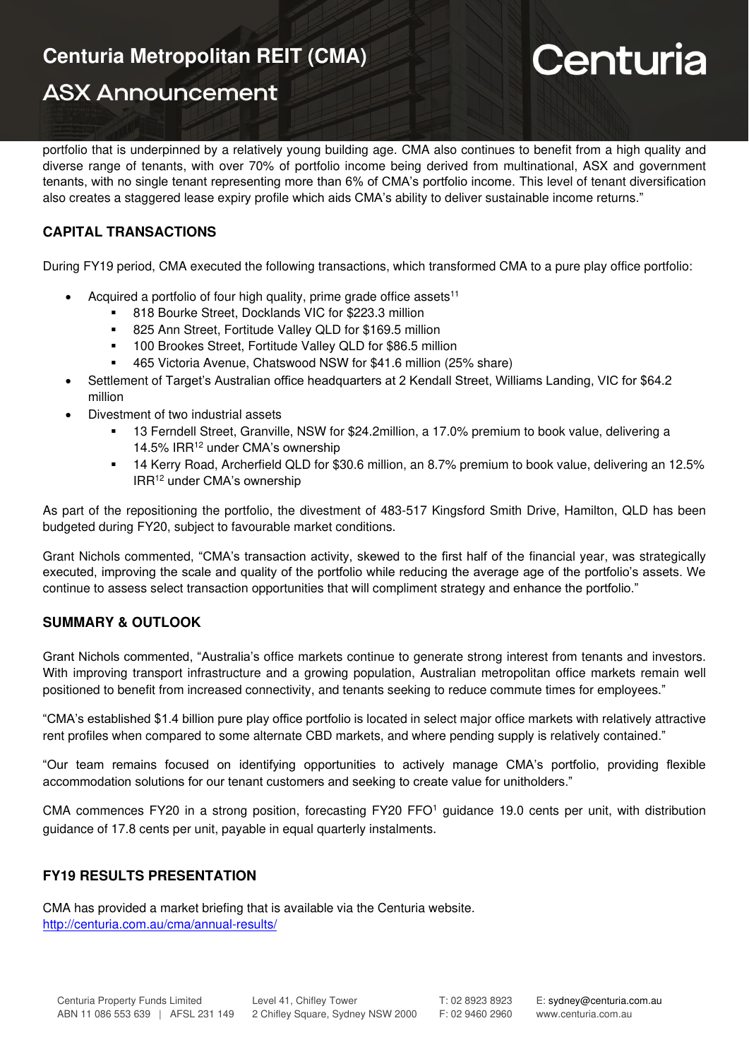portfolio that is underpinned by a relatively young building age. CMA also continues to benefit from a high quality and diverse range of tenants, with over 70% of portfolio income being derived from multinational, ASX and government tenants, with no single tenant representing more than 6% of CMA's portfolio income. This level of tenant diversification also creates a staggered lease expiry profile which aids CMA's ability to deliver sustainable income returns."

## CAPITAL TRANSACTIONS

During FY19 period, CMA executed the following transactions, which transformed CMA to a pure play office portfolio:

- Acquired a portfolio of four high quality, prime grade office assets[11]
  - 818 Bourke Street, Docklands VIC for $223.3 million
  - 825 Ann Street, Fortitude Valley QLD for $169.5 million
  - 100 Brookes Street, Fortitude Valley QLD for $86.5 million
  - 465 Victoria Avenue, Chatswood NSW for $41.6 million (25% share)
- Settlement of Target's Australian office headquarters at 2 Kendall Street, Williams Landing, VIC for $64.2 million
- Divestment of two industrial assets
  - 13 Ferndell Street, Granville, NSW for $24.2million, a 17.0% premium to book value, delivering a 14.5% IRR[12] under CMA's ownership
  - 14 Kerry Road, Archerfield QLD for $30.6 million, an 8.7% premium to book value, delivering an 12.5% IRR[12] under CMA's ownership

As part of the repositioning the portfolio, the divestment of 483-517 Kingsford Smith Drive, Hamilton, QLD has been budgeted during FY20, subject to favourable market conditions.

Grant Nichols commented, "CMA's transaction activity, skewed to the first half of the financial year, was strategically executed, improving the scale and quality of the portfolio while reducing the average age of the portfolio's assets. We continue to assess select transaction opportunities that will compliment strategy and enhance the portfolio."

## SUMMARY & OUTLOOK

Grant Nichols commented, "Australia's office markets continue to generate strong interest from tenants and investors. With improving transport infrastructure and a growing population, Australian metropolitan office markets remain well positioned to benefit from increased connectivity, and tenants seeking to reduce commute times for employees."

"CMA's established $1.4 billion pure play office portfolio is located in select major office markets with relatively attractive rent profiles when compared to some alternate CBD markets, and where pending supply is relatively contained."

"Our team remains focused on identifying opportunities to actively manage CMA's portfolio, providing flexible accommodation solutions for our tenant customers and seeking to create value for unitholders."

CMA commences FY20 in a strong position, forecasting FY20 FFO[1] guidance 19.0 cents per unit, with distribution guidance of 17.8 cents per unit, payable in equal quarterly instalments.

## FY19 RESULTS PRESENTATION

CMA has provided a market briefing that is available via the Centuria website.
http://centuria.com.au/cma/annual-results/

Centuria Property Funds Limited
ABN 11 086 553 639 | AFSL 231 149
Level 41, Chifley Tower
2 Chifley Square, Sydney NSW 2000
T: 02 8923 8923
F: 02 9460 2960
E: sydney@centuria.com.au
www.centuria.com.au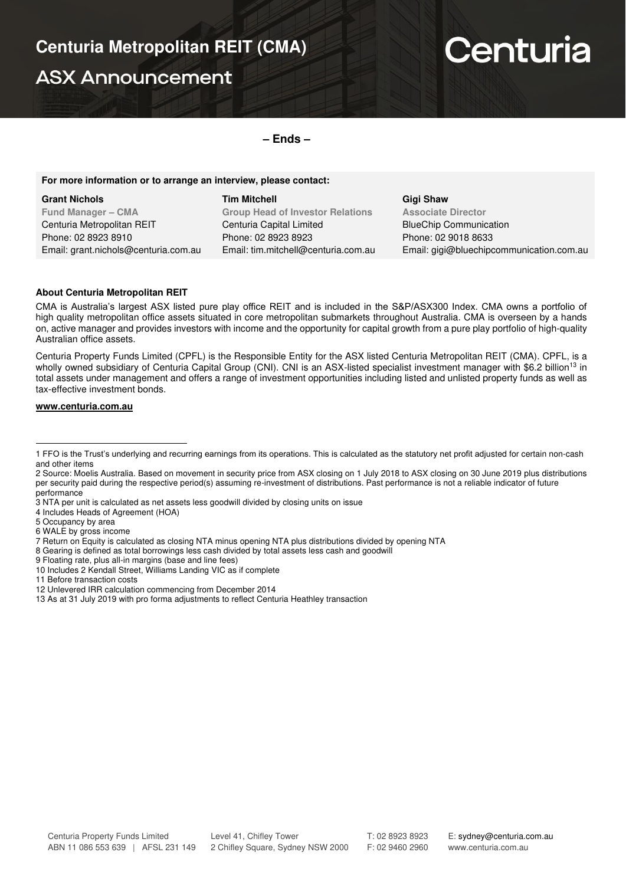**– Ends –**

**For more information or to arrange an interview, please contact:**

| | | |
|---|---|---|
| **Grant Nichols** | **Tim Mitchell** | **Gigi Shaw** |
| **Fund Manager – CMA** | **Group Head of Investor Relations** | **Associate Director** |
| Centuria Metropolitan REIT | Centuria Capital Limited | BlueChip Communication |
| Phone: 02 8923 8910 | Phone: 02 8923 8923 | Phone: 02 9018 8633 |
| Email: grant.nichols@centuria.com.au | Email: tim.mitchell@centuria.com.au | Email: gigi@bluechipcommunication.com.au |

**About Centuria Metropolitan REIT**

CMA is Australia's largest ASX listed pure play office REIT and is included in the S&P/ASX300 Index. CMA owns a portfolio of high quality metropolitan office assets situated in core metropolitan submarkets throughout Australia. CMA is overseen by a hands on, active manager and provides investors with income and the opportunity for capital growth from a pure play portfolio of high-quality Australian office assets.

Centuria Property Funds Limited (CPFL) is the Responsible Entity for the ASX listed Centuria Metropolitan REIT (CMA). CPFL, is a wholly owned subsidiary of Centuria Capital Group (CNI). CNI is an ASX-listed specialist investment manager with $6.2 billion[13] in total assets under management and offers a range of investment opportunities including listed and unlisted property funds as well as tax-effective investment bonds.

**www.centuria.com.au**

---

1 FFO is the Trust's underlying and recurring earnings from its operations. This is calculated as the statutory net profit adjusted for certain non-cash and other items

2 Source: Moelis Australia. Based on movement in security price from ASX closing on 1 July 2018 to ASX closing on 30 June 2019 plus distributions per security paid during the respective period(s) assuming re-investment of distributions. Past performance is not a reliable indicator of future performance

3 NTA per unit is calculated as net assets less goodwill divided by closing units on issue

4 Includes Heads of Agreement (HOA)

5 Occupancy by area

6 WALE by gross income

7 Return on Equity is calculated as closing NTA minus opening NTA plus distributions divided by opening NTA

8 Gearing is defined as total borrowings less cash divided by total assets less cash and goodwill

9 Floating rate, plus all-in margins (base and line fees)

10 Includes 2 Kendall Street, Williams Landing VIC as if complete

11 Before transaction costs

12 Unlevered IRR calculation commencing from December 2014

13 As at 31 July 2019 with pro forma adjustments to reflect Centuria Heathley transaction